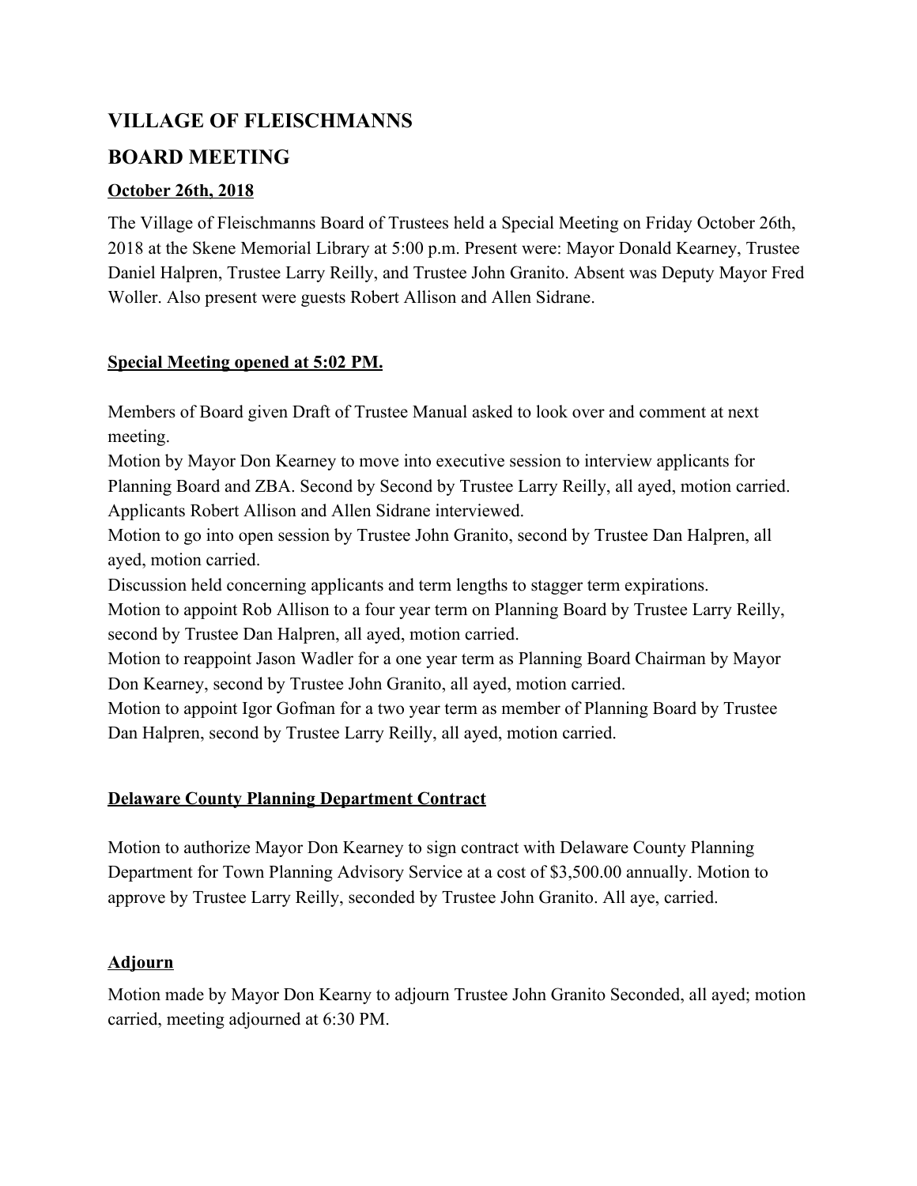# VILLAGE OF FLEISCHMANNS

## BOARD MEETING

**<u>October 26th, 2018</u>**

The Village of Fleischmanns Board of Trustees held a Special Meeting on Friday October 26th, 2018 at the Skene Memorial Library at 5:00 p.m. Present were: Mayor Donald Kearney, Trustee Daniel Halpren, Trustee Larry Reilly, and Trustee John Granito. Absent was Deputy Mayor Fred Woller. Also present were guests Robert Allison and Allen Sidrane.

**<u>Special Meeting opened at 5:02 PM.</u>**

Members of Board given Draft of Trustee Manual asked to look over and comment at next meeting.
Motion by Mayor Don Kearney to move into executive session to interview applicants for Planning Board and ZBA. Second by Second by Trustee Larry Reilly, all ayed, motion carried.
Applicants Robert Allison and Allen Sidrane interviewed.
Motion to go into open session by Trustee John Granito, second by Trustee Dan Halpren, all ayed, motion carried.
Discussion held concerning applicants and term lengths to stagger term expirations.
Motion to appoint Rob Allison to a four year term on Planning Board by Trustee Larry Reilly, second by Trustee Dan Halpren, all ayed, motion carried.
Motion to reappoint Jason Wadler for a one year term as Planning Board Chairman by Mayor Don Kearney, second by Trustee John Granito, all ayed, motion carried.
Motion to appoint Igor Gofman for a two year term as member of Planning Board by Trustee Dan Halpren, second by Trustee Larry Reilly, all ayed, motion carried.

**<u>Delaware County Planning Department Contract</u>**

Motion to authorize Mayor Don Kearney to sign contract with Delaware County Planning Department for Town Planning Advisory Service at a cost of $3,500.00 annually. Motion to approve by Trustee Larry Reilly, seconded by Trustee John Granito. All aye, carried.

**<u>Adjourn</u>**

Motion made by Mayor Don Kearny to adjourn Trustee John Granito Seconded, all ayed; motion carried, meeting adjourned at 6:30 PM.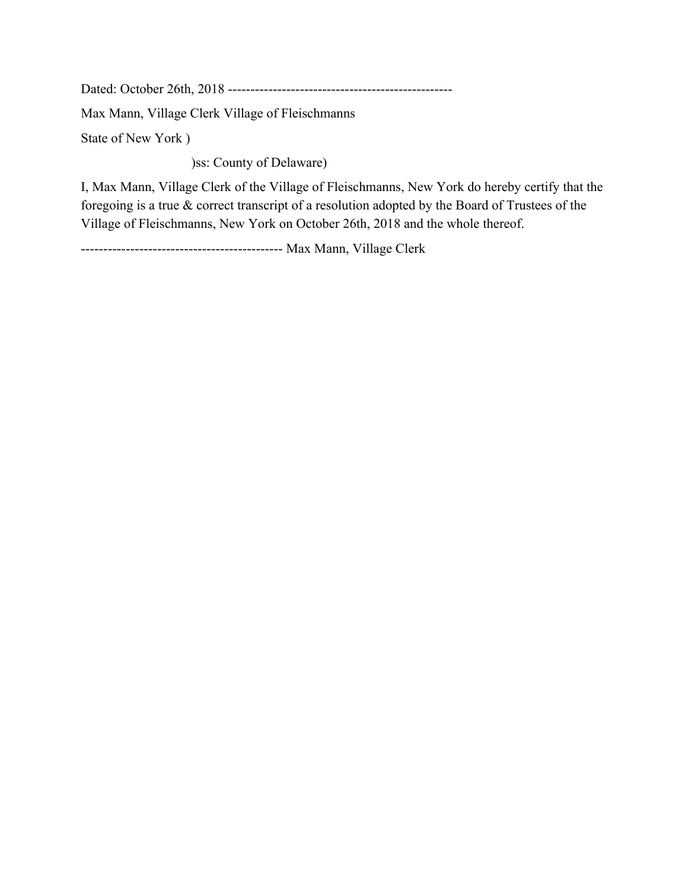Dated: October 26th, 2018 --------------------------------------------------

Max Mann, Village Clerk Village of Fleischmanns

State of New York )

)ss: County of Delaware)

I, Max Mann, Village Clerk of the Village of Fleischmanns, New York do hereby certify that the foregoing is a true & correct transcript of a resolution adopted by the Board of Trustees of the Village of Fleischmanns, New York on October 26th, 2018 and the whole thereof.

--------------------------------------------- Max Mann, Village Clerk